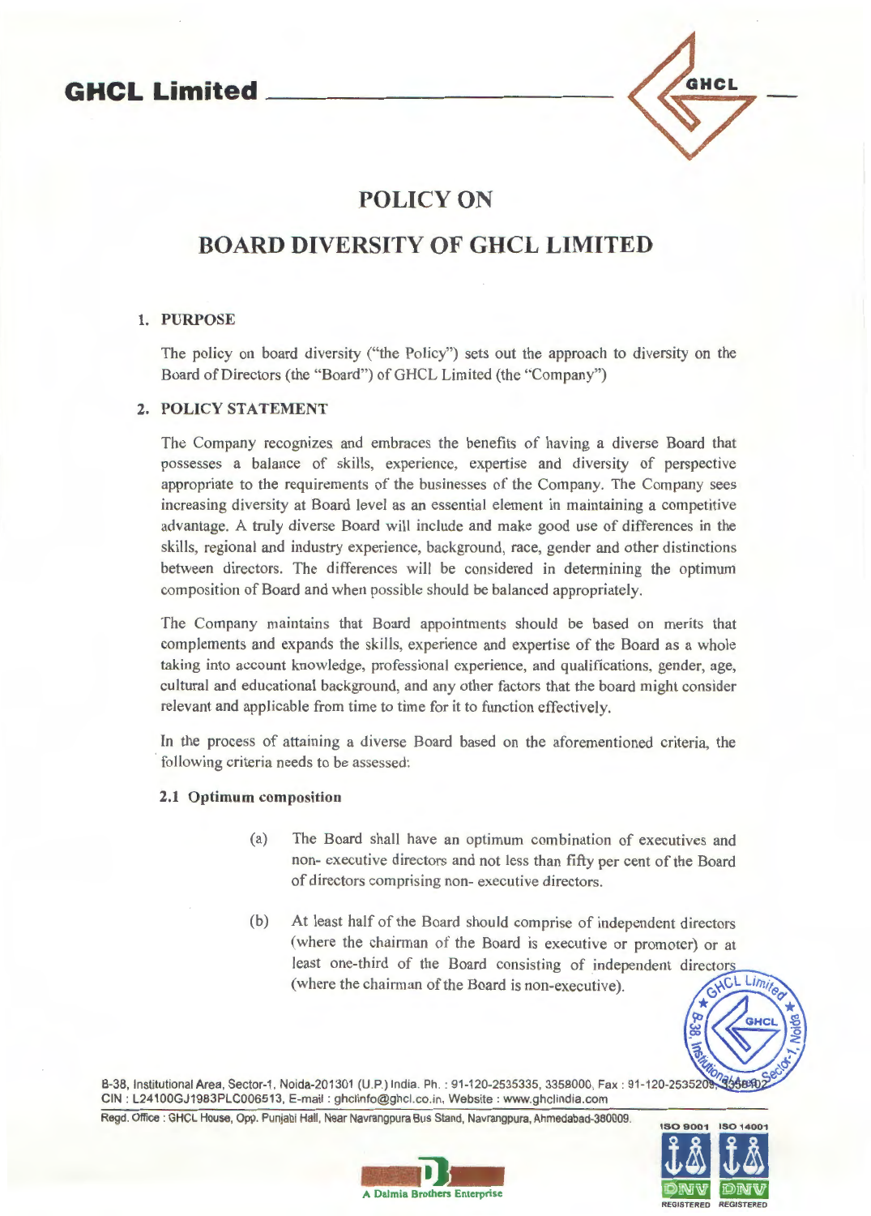# POLICY ON

# BOARD DIVERSITY OF GHCL LIMITED

## 1. PURPOSE

The policy on board diversity ("the Policy") sets out the approach to diversity on the Board of Directors (the "Board") of GHCL Limited (the "Company")

## 2. POLICY STATEMENT

The Company recognizes and embraces the benefits of having a diverse Board that possesses a balance of skills, experience, expertise and diversity of perspective appropriate to the requirements of the businesses of the Company. The Company sees increasing diversity at Board level as an essential element in maintaining a competitive advantage. A truly diverse Board will include and make good use of differences in the skills, regional and industry experience, background, race, gender and other distinctions between directors. The differences will be considered in determining the optimum composition of Board and when possible should be balanced appropriately.

The Company maintains that Board appointments should be based on merits that complements and expands the skills, experience and expertise of the Board as a whole taking into account knowledge, professional experience, and qualifications, gender, age, cultural and educational background, and any other factors that the board might consider relevant and applicable from time to time for it to function effectively.

In the process of attaining a diverse Board based on the aforementioned criteria, the following criteria needs to be assessed:

### 2.1 Optimum composition

(a) The Board shall have an optimum combination of executives and non- executive directors and not less than fifty per cent of the Board of directors comprising non- executive directors.

(b) At least half of the Board should comprise of independent directors (where the chairman of the Board is executive or promoter) or at least one-third of the Board consisting of independent directors (where the chairman of the Board is non-executive).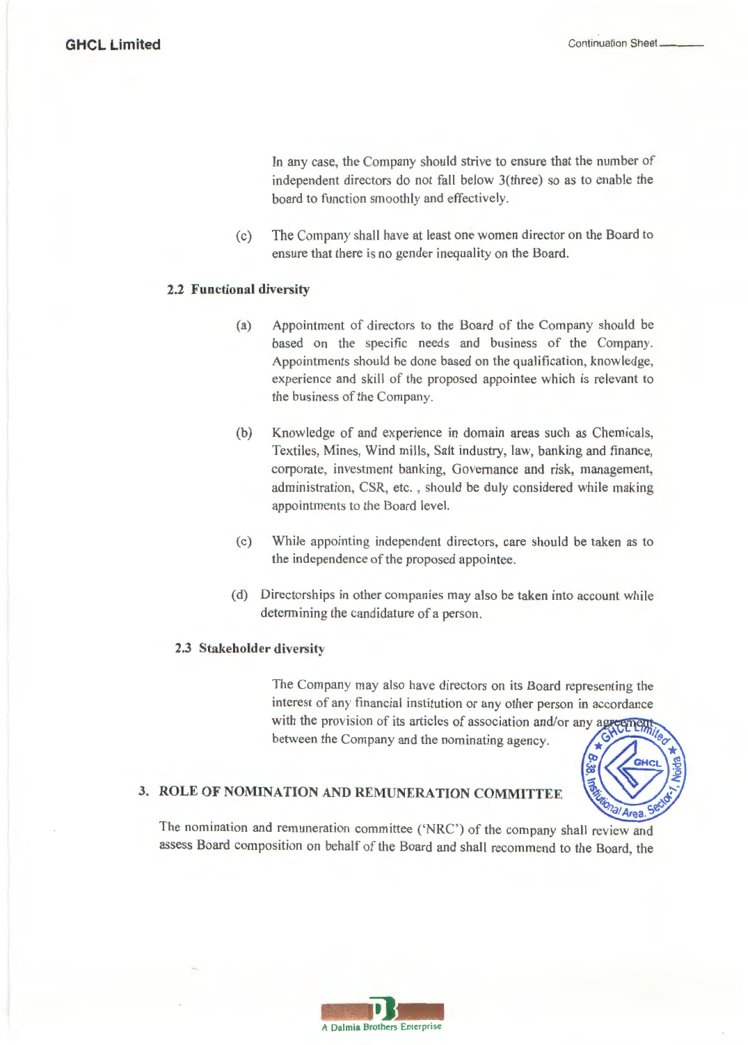In any case, the Company should strive to ensure that the number of independent directors do not fall below 3(three) so as to enable the board to function smoothly and effectively.

(c) The Company shall have at least one women director on the Board to ensure that there is no gender inequality on the Board.

### 2.2 Functional diversity

(a) Appointment of directors to the Board of the Company should be based on the specific needs and business of the Company. Appointments should be done based on the qualification, knowledge, experience and skill of the proposed appointee which is relevant to the business of the Company.

(b) Knowledge of and experience in domain areas such as Chemicals, Textiles, Mines, Wind mills, Salt industry, law, banking and finance, corporate, investment banking, Governance and risk, management, administration, CSR, etc. , should be duly considered while making appointments to the Board level.

(c) While appointing independent directors, care should be taken as to the independence of the proposed appointee.

(d) Directorships in other companies may also be taken into account while determining the candidature of a person.

### 2.3 Stakeholder diversity

The Company may also have directors on its Board representing the interest of any financial institution or any other person in accordance with the provision of its articles of association and/or any agreement between the Company and the nominating agency.

## 3. ROLE OF NOMINATION AND REMUNERATION COMMITTEE

The nomination and remuneration committee ('NRC') of the company shall review and assess Board composition on behalf of the Board and shall recommend to the Board, the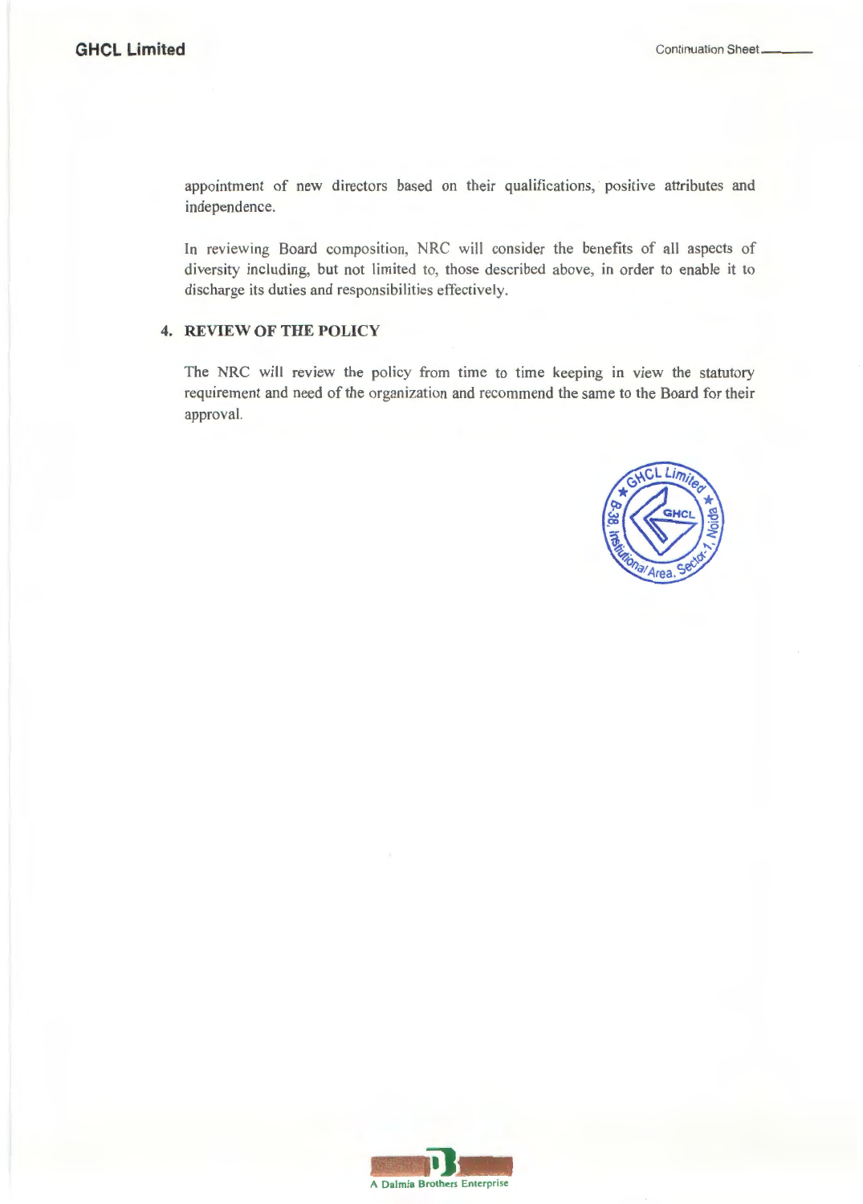appointment of new directors based on their qualifications, positive attributes and independence.

In reviewing Board composition, NRC will consider the benefits of all aspects of diversity including, but not limited to, those described above, in order to enable it to discharge its duties and responsibilities effectively.

## 4. REVIEW OF THE POLICY

The NRC will review the policy from time to time keeping in view the statutory requirement and need of the organization and recommend the same to the Board for their approval.